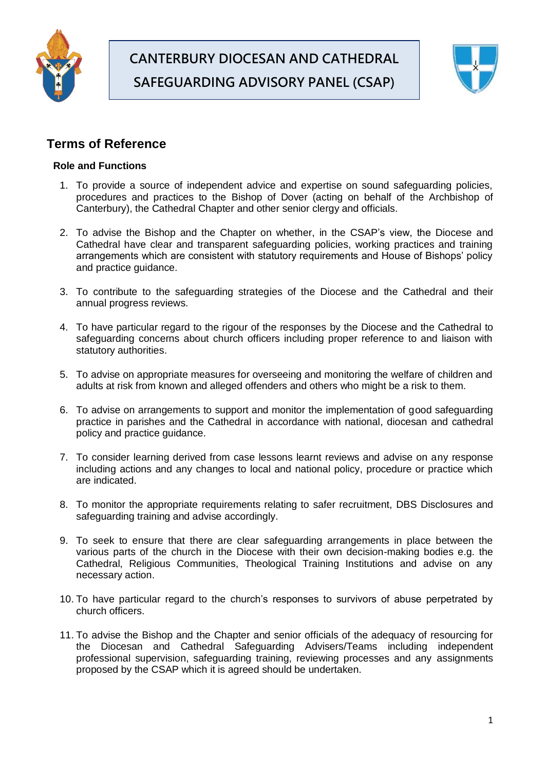# CANTERBURY DIOCESAN AND CATHEDRAL SAFEGUARDING ADVISORY PANEL (CSAP)

## Terms of Reference

### Role and Functions

1. To provide a source of independent advice and expertise on sound safeguarding policies, procedures and practices to the Bishop of Dover (acting on behalf of the Archbishop of Canterbury), the Cathedral Chapter and other senior clergy and officials.

2. To advise the Bishop and the Chapter on whether, in the CSAP's view, the Diocese and Cathedral have clear and transparent safeguarding policies, working practices and training arrangements which are consistent with statutory requirements and House of Bishops' policy and practice guidance.

3. To contribute to the safeguarding strategies of the Diocese and the Cathedral and their annual progress reviews.

4. To have particular regard to the rigour of the responses by the Diocese and the Cathedral to safeguarding concerns about church officers including proper reference to and liaison with statutory authorities.

5. To advise on appropriate measures for overseeing and monitoring the welfare of children and adults at risk from known and alleged offenders and others who might be a risk to them.

6. To advise on arrangements to support and monitor the implementation of good safeguarding practice in parishes and the Cathedral in accordance with national, diocesan and cathedral policy and practice guidance.

7. To consider learning derived from case lessons learnt reviews and advise on any response including actions and any changes to local and national policy, procedure or practice which are indicated.

8. To monitor the appropriate requirements relating to safer recruitment, DBS Disclosures and safeguarding training and advise accordingly.

9. To seek to ensure that there are clear safeguarding arrangements in place between the various parts of the church in the Diocese with their own decision-making bodies e.g. the Cathedral, Religious Communities, Theological Training Institutions and advise on any necessary action.

10. To have particular regard to the church's responses to survivors of abuse perpetrated by church officers.

11. To advise the Bishop and the Chapter and senior officials of the adequacy of resourcing for the Diocesan and Cathedral Safeguarding Advisers/Teams including independent professional supervision, safeguarding training, reviewing processes and any assignments proposed by the CSAP which it is agreed should be undertaken.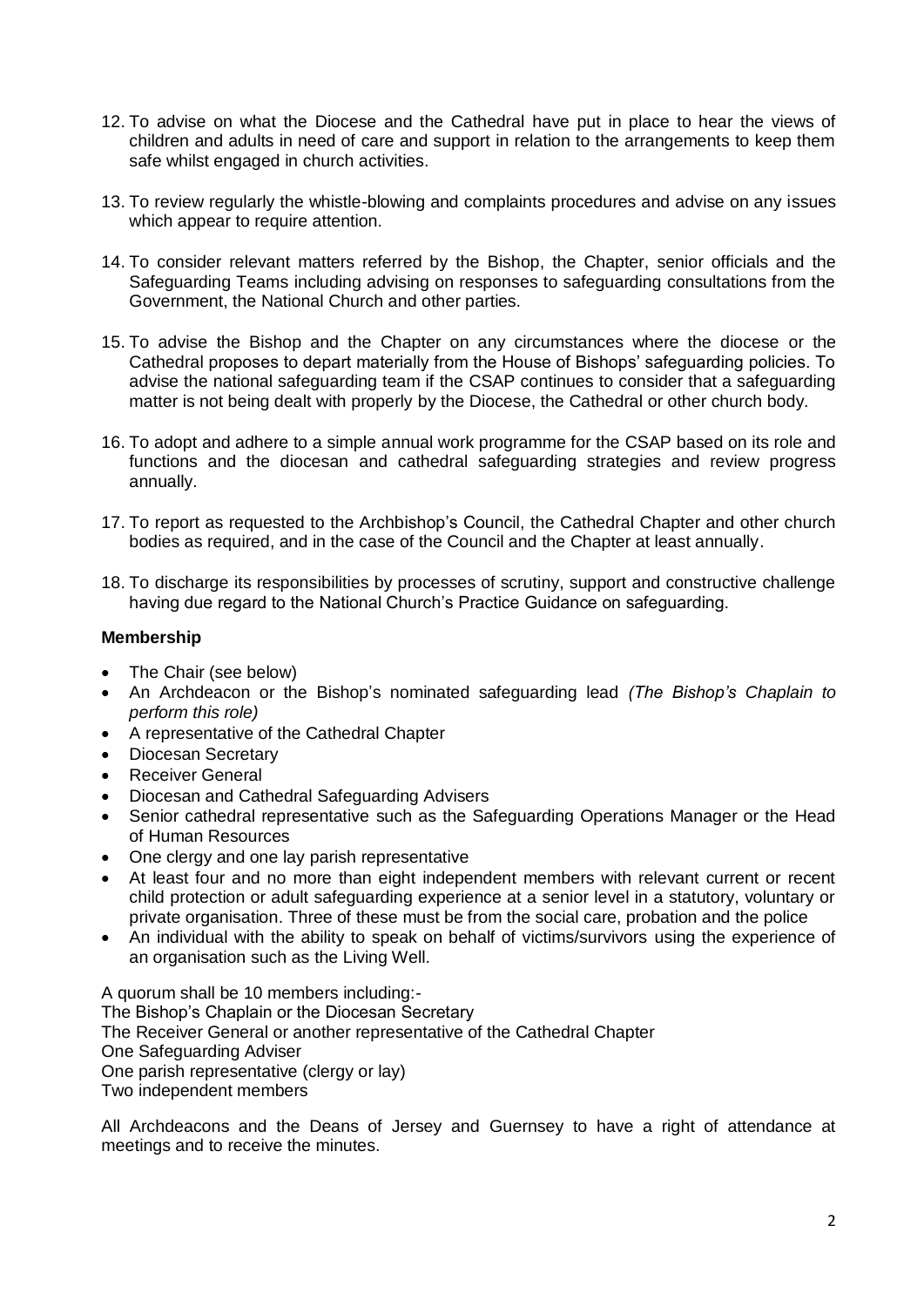12. To advise on what the Diocese and the Cathedral have put in place to hear the views of children and adults in need of care and support in relation to the arrangements to keep them safe whilst engaged in church activities.

13. To review regularly the whistle-blowing and complaints procedures and advise on any issues which appear to require attention.

14. To consider relevant matters referred by the Bishop, the Chapter, senior officials and the Safeguarding Teams including advising on responses to safeguarding consultations from the Government, the National Church and other parties.

15. To advise the Bishop and the Chapter on any circumstances where the diocese or the Cathedral proposes to depart materially from the House of Bishops' safeguarding policies. To advise the national safeguarding team if the CSAP continues to consider that a safeguarding matter is not being dealt with properly by the Diocese, the Cathedral or other church body.

16. To adopt and adhere to a simple annual work programme for the CSAP based on its role and functions and the diocesan and cathedral safeguarding strategies and review progress annually.

17. To report as requested to the Archbishop's Council, the Cathedral Chapter and other church bodies as required, and in the case of the Council and the Chapter at least annually.

18. To discharge its responsibilities by processes of scrutiny, support and constructive challenge having due regard to the National Church's Practice Guidance on safeguarding.

**Membership**

- The Chair (see below)
- An Archdeacon or the Bishop's nominated safeguarding lead *(The Bishop's Chaplain to perform this role)*
- A representative of the Cathedral Chapter
- Diocesan Secretary
- Receiver General
- Diocesan and Cathedral Safeguarding Advisers
- Senior cathedral representative such as the Safeguarding Operations Manager or the Head of Human Resources
- One clergy and one lay parish representative
- At least four and no more than eight independent members with relevant current or recent child protection or adult safeguarding experience at a senior level in a statutory, voluntary or private organisation. Three of these must be from the social care, probation and the police
- An individual with the ability to speak on behalf of victims/survivors using the experience of an organisation such as the Living Well.

A quorum shall be 10 members including:-
The Bishop's Chaplain or the Diocesan Secretary
The Receiver General or another representative of the Cathedral Chapter
One Safeguarding Adviser
One parish representative (clergy or lay)
Two independent members

All Archdeacons and the Deans of Jersey and Guernsey to have a right of attendance at meetings and to receive the minutes.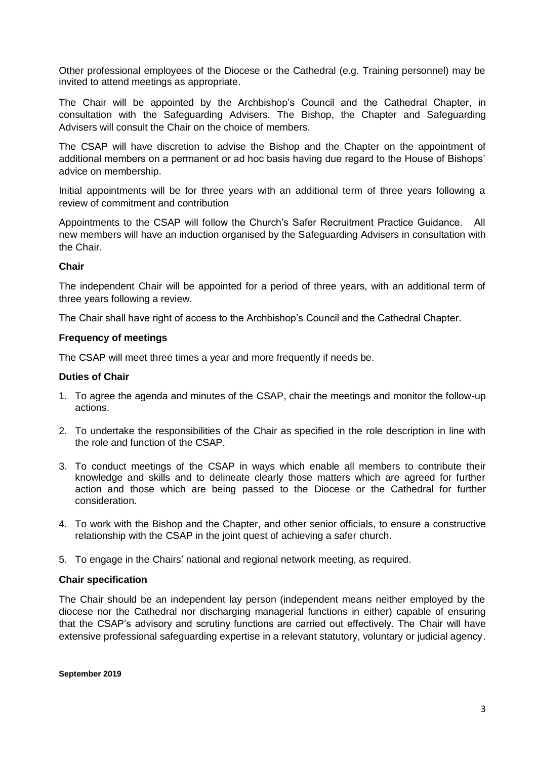Other professional employees of the Diocese or the Cathedral (e.g. Training personnel) may be invited to attend meetings as appropriate.

The Chair will be appointed by the Archbishop's Council and the Cathedral Chapter, in consultation with the Safeguarding Advisers. The Bishop, the Chapter and Safeguarding Advisers will consult the Chair on the choice of members.

The CSAP will have discretion to advise the Bishop and the Chapter on the appointment of additional members on a permanent or ad hoc basis having due regard to the House of Bishops' advice on membership.

Initial appointments will be for three years with an additional term of three years following a review of commitment and contribution

Appointments to the CSAP will follow the Church's Safer Recruitment Practice Guidance. All new members will have an induction organised by the Safeguarding Advisers in consultation with the Chair.

**Chair**

The independent Chair will be appointed for a period of three years, with an additional term of three years following a review.

The Chair shall have right of access to the Archbishop's Council and the Cathedral Chapter.

**Frequency of meetings**

The CSAP will meet three times a year and more frequently if needs be.

**Duties of Chair**

1. To agree the agenda and minutes of the CSAP, chair the meetings and monitor the follow-up actions.
2. To undertake the responsibilities of the Chair as specified in the role description in line with the role and function of the CSAP.
3. To conduct meetings of the CSAP in ways which enable all members to contribute their knowledge and skills and to delineate clearly those matters which are agreed for further action and those which are being passed to the Diocese or the Cathedral for further consideration.
4. To work with the Bishop and the Chapter, and other senior officials, to ensure a constructive relationship with the CSAP in the joint quest of achieving a safer church.
5. To engage in the Chairs' national and regional network meeting, as required.

**Chair specification**

The Chair should be an independent lay person (independent means neither employed by the diocese nor the Cathedral nor discharging managerial functions in either) capable of ensuring that the CSAP's advisory and scrutiny functions are carried out effectively. The Chair will have extensive professional safeguarding expertise in a relevant statutory, voluntary or judicial agency.

**September 2019**